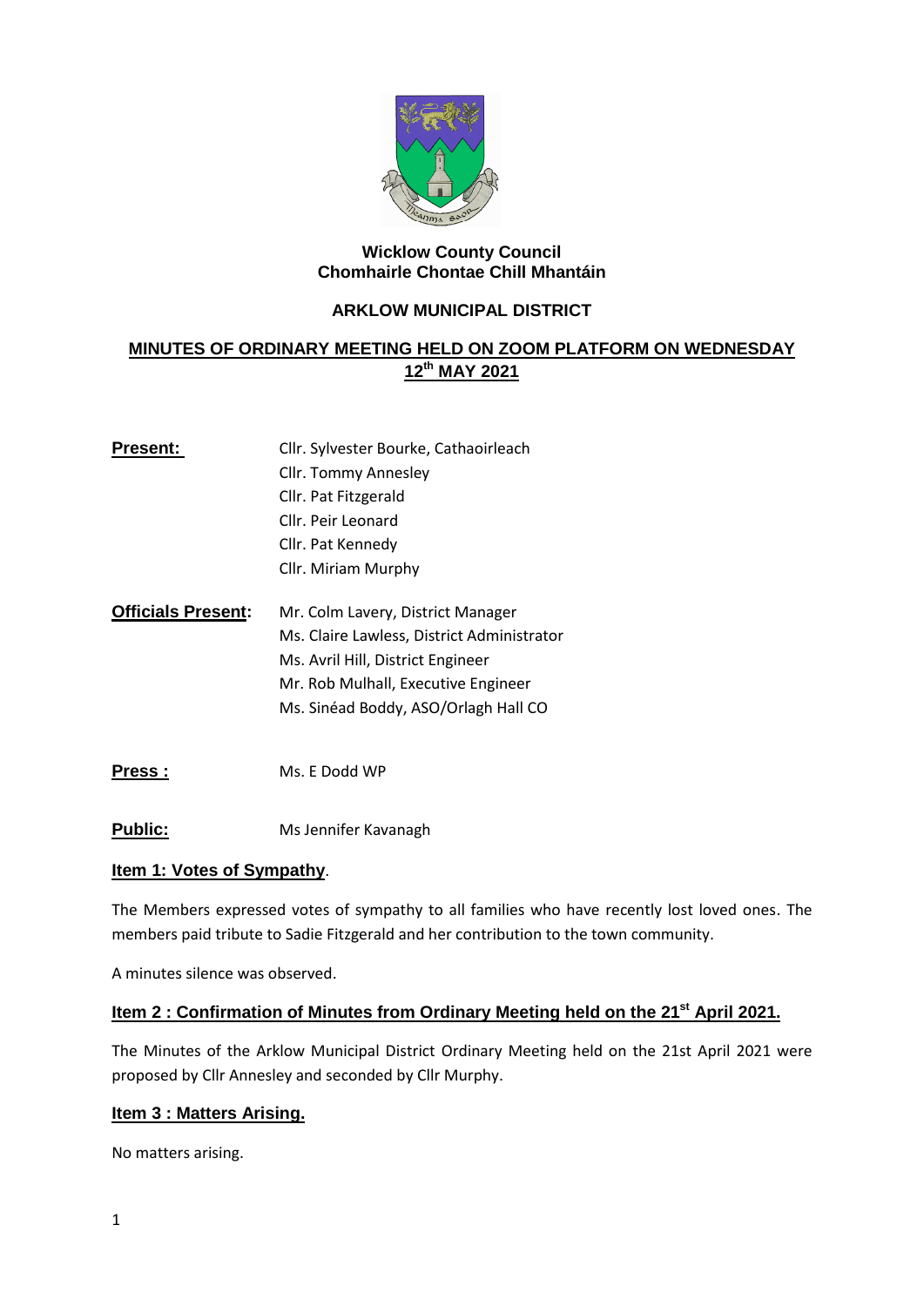**Wicklow County Council**
**Chomhairle Chontae Chill Mhantáin**

**ARKLOW MUNICIPAL DISTRICT**

## MINUTES OF ORDINARY MEETING HELD ON ZOOM PLATFORM ON WEDNESDAY 12th MAY 2021

| | |
|---|---|
| **Present:** | Cllr. Sylvester Bourke, Cathaoirleach |
| | Cllr. Tommy Annesley |
| | Cllr. Pat Fitzgerald |
| | Cllr. Peir Leonard |
| | Cllr. Pat Kennedy |
| | Cllr. Miriam Murphy |
| **Officials Present:** | Mr. Colm Lavery, District Manager |
| | Ms. Claire Lawless, District Administrator |
| | Ms. Avril Hill, District Engineer |
| | Mr. Rob Mulhall, Executive Engineer |
| | Ms. Sinéad Boddy, ASO/Orlagh Hall CO |
| **Press :** | Ms. E Dodd WP |
| **Public:** | Ms Jennifer Kavanagh |

### Item 1: Votes of Sympathy.

The Members expressed votes of sympathy to all families who have recently lost loved ones. The members paid tribute to Sadie Fitzgerald and her contribution to the town community.

A minutes silence was observed.

### Item 2 : Confirmation of Minutes from Ordinary Meeting held on the 21st April 2021.

The Minutes of the Arklow Municipal District Ordinary Meeting held on the 21st April 2021 were proposed by Cllr Annesley and seconded by Cllr Murphy.

### Item 3 : Matters Arising.

No matters arising.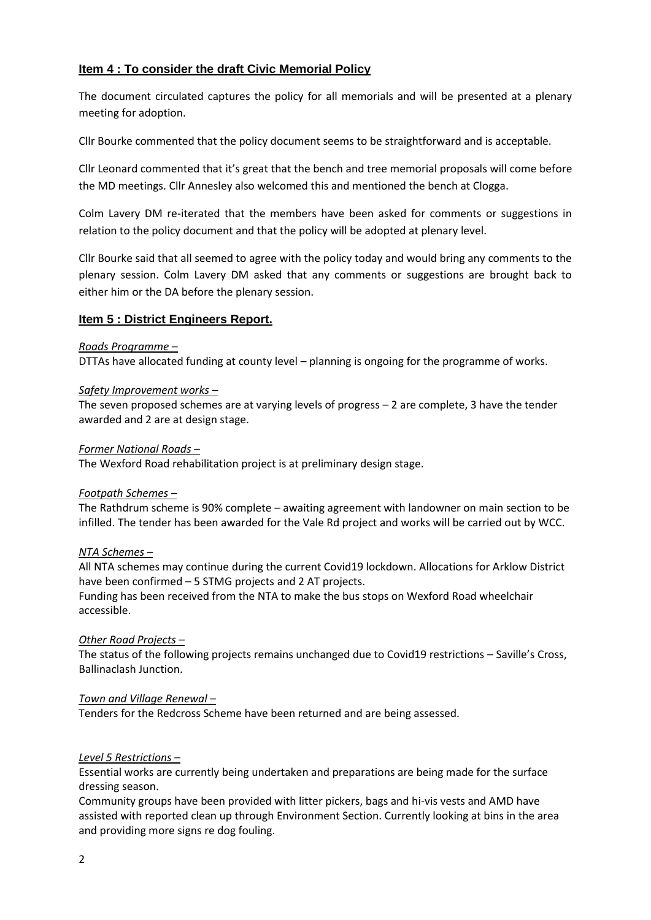## **Item 4 : To consider the draft Civic Memorial Policy**

The document circulated captures the policy for all memorials and will be presented at a plenary meeting for adoption.

Cllr Bourke commented that the policy document seems to be straightforward and is acceptable.

Cllr Leonard commented that it's great that the bench and tree memorial proposals will come before the MD meetings. Cllr Annesley also welcomed this and mentioned the bench at Clogga.

Colm Lavery DM re-iterated that the members have been asked for comments or suggestions in relation to the policy document and that the policy will be adopted at plenary level.

Cllr Bourke said that all seemed to agree with the policy today and would bring any comments to the plenary session. Colm Lavery DM asked that any comments or suggestions are brought back to either him or the DA before the plenary session.

## **Item 5 : District Engineers Report.**

*Roads Programme –*
DTTAs have allocated funding at county level – planning is ongoing for the programme of works.

*Safety Improvement works –*
The seven proposed schemes are at varying levels of progress – 2 are complete, 3 have the tender awarded and 2 are at design stage.

*Former National Roads –*
The Wexford Road rehabilitation project is at preliminary design stage.

*Footpath Schemes –*
The Rathdrum scheme is 90% complete – awaiting agreement with landowner on main section to be infilled. The tender has been awarded for the Vale Rd project and works will be carried out by WCC.

*NTA Schemes –*
All NTA schemes may continue during the current Covid19 lockdown. Allocations for Arklow District have been confirmed – 5 STMG projects and 2 AT projects.
Funding has been received from the NTA to make the bus stops on Wexford Road wheelchair accessible.

*Other Road Projects –*
The status of the following projects remains unchanged due to Covid19 restrictions – Saville's Cross, Ballinaclash Junction.

*Town and Village Renewal –*
Tenders for the Redcross Scheme have been returned and are being assessed.

*Level 5 Restrictions –*
Essential works are currently being undertaken and preparations are being made for the surface dressing season.
Community groups have been provided with litter pickers, bags and hi-vis vests and AMD have assisted with reported clean up through Environment Section. Currently looking at bins in the area and providing more signs re dog fouling.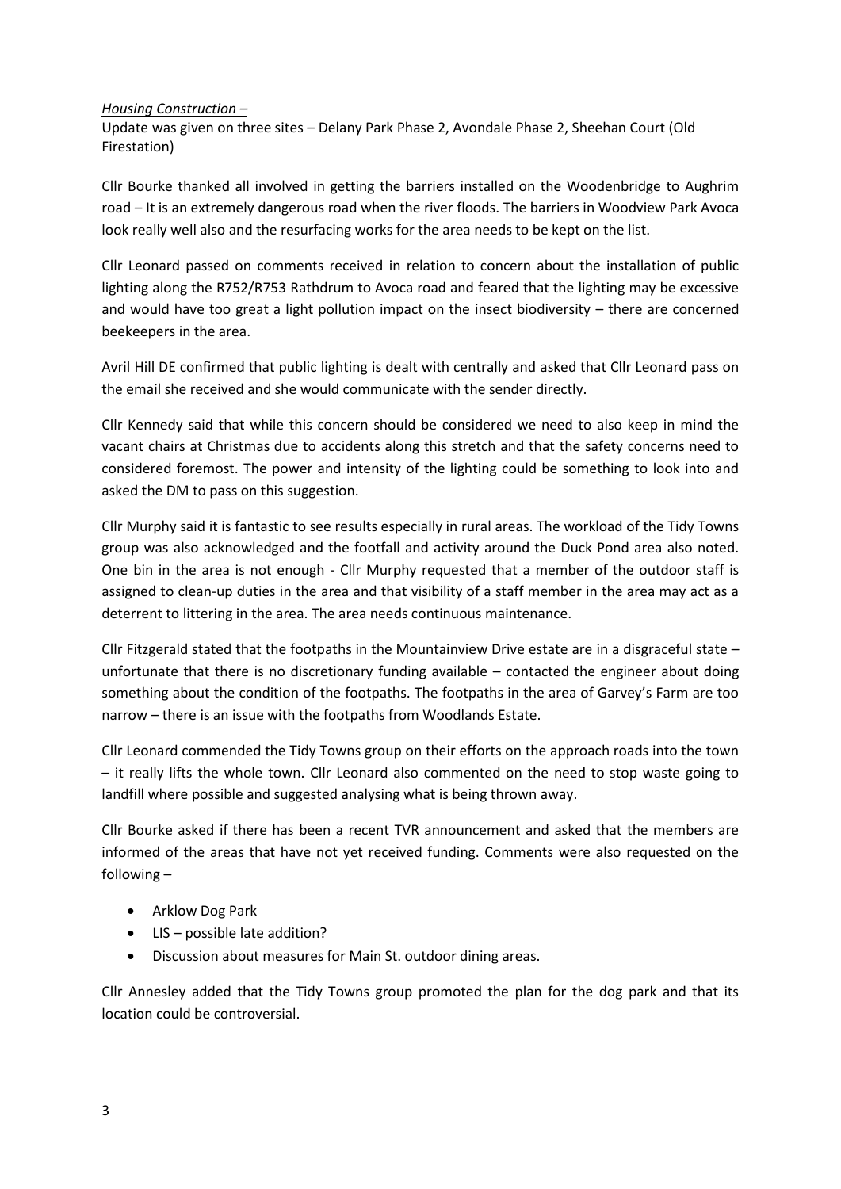*Housing Construction –*

Update was given on three sites – Delany Park Phase 2, Avondale Phase 2, Sheehan Court (Old Firestation)

Cllr Bourke thanked all involved in getting the barriers installed on the Woodenbridge to Aughrim road – It is an extremely dangerous road when the river floods. The barriers in Woodview Park Avoca look really well also and the resurfacing works for the area needs to be kept on the list.

Cllr Leonard passed on comments received in relation to concern about the installation of public lighting along the R752/R753 Rathdrum to Avoca road and feared that the lighting may be excessive and would have too great a light pollution impact on the insect biodiversity – there are concerned beekeepers in the area.

Avril Hill DE confirmed that public lighting is dealt with centrally and asked that Cllr Leonard pass on the email she received and she would communicate with the sender directly.

Cllr Kennedy said that while this concern should be considered we need to also keep in mind the vacant chairs at Christmas due to accidents along this stretch and that the safety concerns need to considered foremost. The power and intensity of the lighting could be something to look into and asked the DM to pass on this suggestion.

Cllr Murphy said it is fantastic to see results especially in rural areas. The workload of the Tidy Towns group was also acknowledged and the footfall and activity around the Duck Pond area also noted. One bin in the area is not enough - Cllr Murphy requested that a member of the outdoor staff is assigned to clean-up duties in the area and that visibility of a staff member in the area may act as a deterrent to littering in the area. The area needs continuous maintenance.

Cllr Fitzgerald stated that the footpaths in the Mountainview Drive estate are in a disgraceful state – unfortunate that there is no discretionary funding available – contacted the engineer about doing something about the condition of the footpaths. The footpaths in the area of Garvey's Farm are too narrow – there is an issue with the footpaths from Woodlands Estate.

Cllr Leonard commended the Tidy Towns group on their efforts on the approach roads into the town – it really lifts the whole town. Cllr Leonard also commented on the need to stop waste going to landfill where possible and suggested analysing what is being thrown away.

Cllr Bourke asked if there has been a recent TVR announcement and asked that the members are informed of the areas that have not yet received funding. Comments were also requested on the following –

- Arklow Dog Park
- LIS – possible late addition?
- Discussion about measures for Main St. outdoor dining areas.

Cllr Annesley added that the Tidy Towns group promoted the plan for the dog park and that its location could be controversial.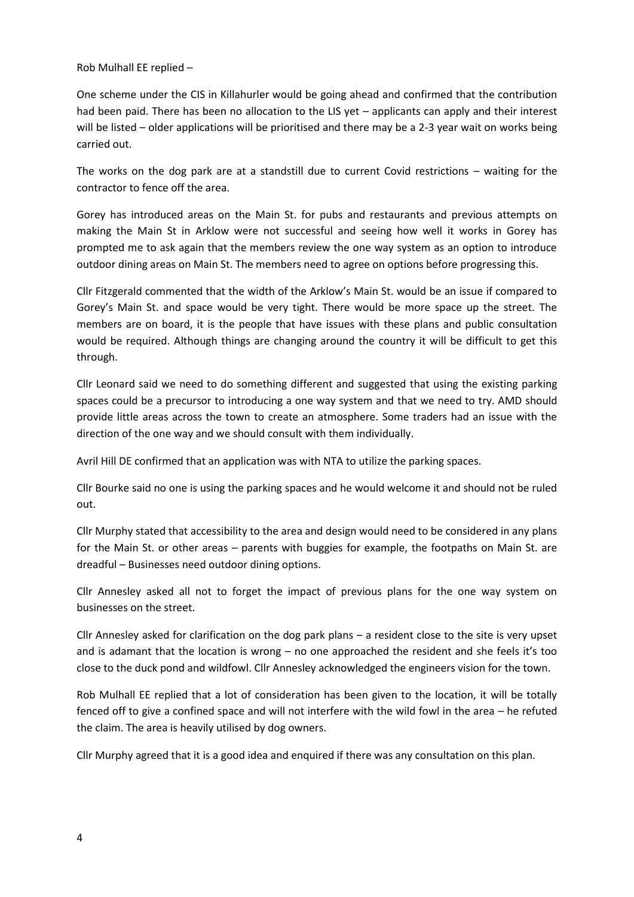Rob Mulhall EE replied –

One scheme under the CIS in Killahurler would be going ahead and confirmed that the contribution had been paid. There has been no allocation to the LIS yet – applicants can apply and their interest will be listed – older applications will be prioritised and there may be a 2-3 year wait on works being carried out.

The works on the dog park are at a standstill due to current Covid restrictions – waiting for the contractor to fence off the area.

Gorey has introduced areas on the Main St. for pubs and restaurants and previous attempts on making the Main St in Arklow were not successful and seeing how well it works in Gorey has prompted me to ask again that the members review the one way system as an option to introduce outdoor dining areas on Main St. The members need to agree on options before progressing this.

Cllr Fitzgerald commented that the width of the Arklow's Main St. would be an issue if compared to Gorey's Main St. and space would be very tight. There would be more space up the street. The members are on board, it is the people that have issues with these plans and public consultation would be required. Although things are changing around the country it will be difficult to get this through.

Cllr Leonard said we need to do something different and suggested that using the existing parking spaces could be a precursor to introducing a one way system and that we need to try. AMD should provide little areas across the town to create an atmosphere. Some traders had an issue with the direction of the one way and we should consult with them individually.

Avril Hill DE confirmed that an application was with NTA to utilize the parking spaces.

Cllr Bourke said no one is using the parking spaces and he would welcome it and should not be ruled out.

Cllr Murphy stated that accessibility to the area and design would need to be considered in any plans for the Main St. or other areas – parents with buggies for example, the footpaths on Main St. are dreadful – Businesses need outdoor dining options.

Cllr Annesley asked all not to forget the impact of previous plans for the one way system on businesses on the street.

Cllr Annesley asked for clarification on the dog park plans – a resident close to the site is very upset and is adamant that the location is wrong – no one approached the resident and she feels it's too close to the duck pond and wildfowl. Cllr Annesley acknowledged the engineers vision for the town.

Rob Mulhall EE replied that a lot of consideration has been given to the location, it will be totally fenced off to give a confined space and will not interfere with the wild fowl in the area – he refuted the claim. The area is heavily utilised by dog owners.

Cllr Murphy agreed that it is a good idea and enquired if there was any consultation on this plan.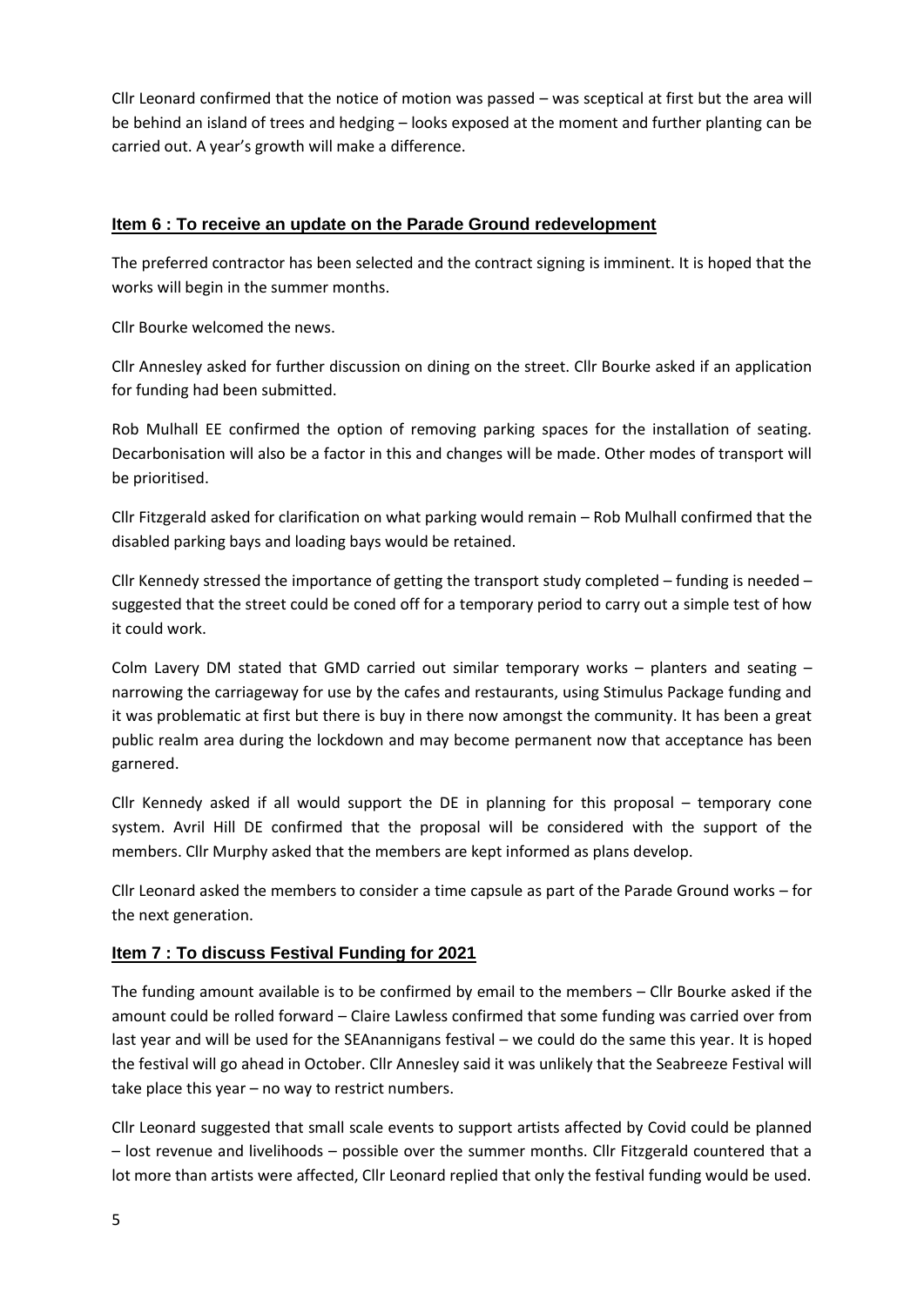Cllr Leonard confirmed that the notice of motion was passed – was sceptical at first but the area will be behind an island of trees and hedging – looks exposed at the moment and further planting can be carried out. A year's growth will make a difference.

## Item 6 : To receive an update on the Parade Ground redevelopment

The preferred contractor has been selected and the contract signing is imminent. It is hoped that the works will begin in the summer months.

Cllr Bourke welcomed the news.

Cllr Annesley asked for further discussion on dining on the street. Cllr Bourke asked if an application for funding had been submitted.

Rob Mulhall EE confirmed the option of removing parking spaces for the installation of seating. Decarbonisation will also be a factor in this and changes will be made. Other modes of transport will be prioritised.

Cllr Fitzgerald asked for clarification on what parking would remain – Rob Mulhall confirmed that the disabled parking bays and loading bays would be retained.

Cllr Kennedy stressed the importance of getting the transport study completed – funding is needed – suggested that the street could be coned off for a temporary period to carry out a simple test of how it could work.

Colm Lavery DM stated that GMD carried out similar temporary works – planters and seating – narrowing the carriageway for use by the cafes and restaurants, using Stimulus Package funding and it was problematic at first but there is buy in there now amongst the community. It has been a great public realm area during the lockdown and may become permanent now that acceptance has been garnered.

Cllr Kennedy asked if all would support the DE in planning for this proposal – temporary cone system. Avril Hill DE confirmed that the proposal will be considered with the support of the members. Cllr Murphy asked that the members are kept informed as plans develop.

Cllr Leonard asked the members to consider a time capsule as part of the Parade Ground works – for the next generation.

## Item 7 : To discuss Festival Funding for 2021

The funding amount available is to be confirmed by email to the members – Cllr Bourke asked if the amount could be rolled forward – Claire Lawless confirmed that some funding was carried over from last year and will be used for the SEAnannigans festival – we could do the same this year. It is hoped the festival will go ahead in October. Cllr Annesley said it was unlikely that the Seabreeze Festival will take place this year – no way to restrict numbers.

Cllr Leonard suggested that small scale events to support artists affected by Covid could be planned – lost revenue and livelihoods – possible over the summer months. Cllr Fitzgerald countered that a lot more than artists were affected, Cllr Leonard replied that only the festival funding would be used.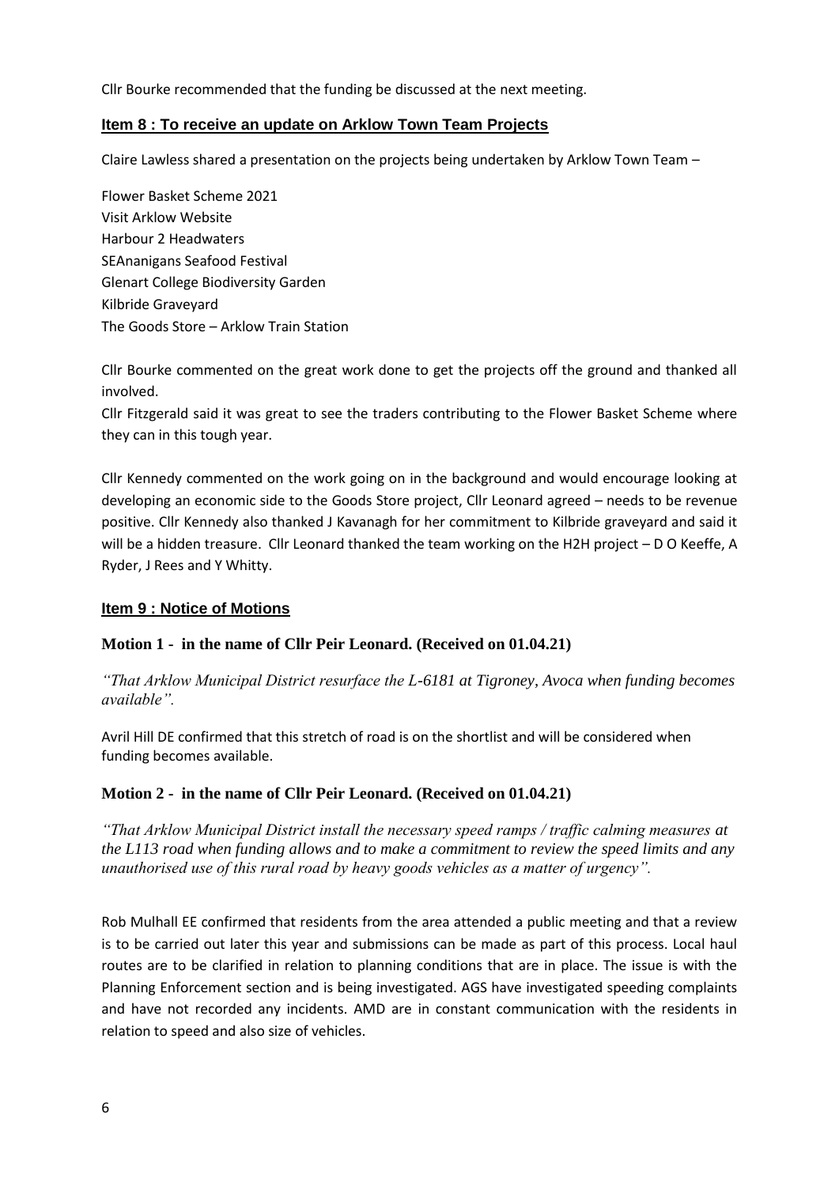Cllr Bourke recommended that the funding be discussed at the next meeting.

## Item 8 : To receive an update on Arklow Town Team Projects

Claire Lawless shared a presentation on the projects being undertaken by Arklow Town Team –

Flower Basket Scheme 2021
Visit Arklow Website
Harbour 2 Headwaters
SEAnanigans Seafood Festival
Glenart College Biodiversity Garden
Kilbride Graveyard
The Goods Store – Arklow Train Station

Cllr Bourke commented on the great work done to get the projects off the ground and thanked all involved.
Cllr Fitzgerald said it was great to see the traders contributing to the Flower Basket Scheme where they can in this tough year.

Cllr Kennedy commented on the work going on in the background and would encourage looking at developing an economic side to the Goods Store project, Cllr Leonard agreed – needs to be revenue positive. Cllr Kennedy also thanked J Kavanagh for her commitment to Kilbride graveyard and said it will be a hidden treasure. Cllr Leonard thanked the team working on the H2H project – D O Keeffe, A Ryder, J Rees and Y Whitty.

## Item 9 : Notice of Motions

### Motion 1 - in the name of Cllr Peir Leonard. (Received on 01.04.21)

*"That Arklow Municipal District resurface the L-6181 at Tigroney, Avoca when funding becomes available".*

Avril Hill DE confirmed that this stretch of road is on the shortlist and will be considered when funding becomes available.

### Motion 2 - in the name of Cllr Peir Leonard. (Received on 01.04.21)

*"That Arklow Municipal District install the necessary speed ramps / traffic calming measures at the L113 road when funding allows and to make a commitment to review the speed limits and any unauthorised use of this rural road by heavy goods vehicles as a matter of urgency".*

Rob Mulhall EE confirmed that residents from the area attended a public meeting and that a review is to be carried out later this year and submissions can be made as part of this process. Local haul routes are to be clarified in relation to planning conditions that are in place. The issue is with the Planning Enforcement section and is being investigated. AGS have investigated speeding complaints and have not recorded any incidents. AMD are in constant communication with the residents in relation to speed and also size of vehicles.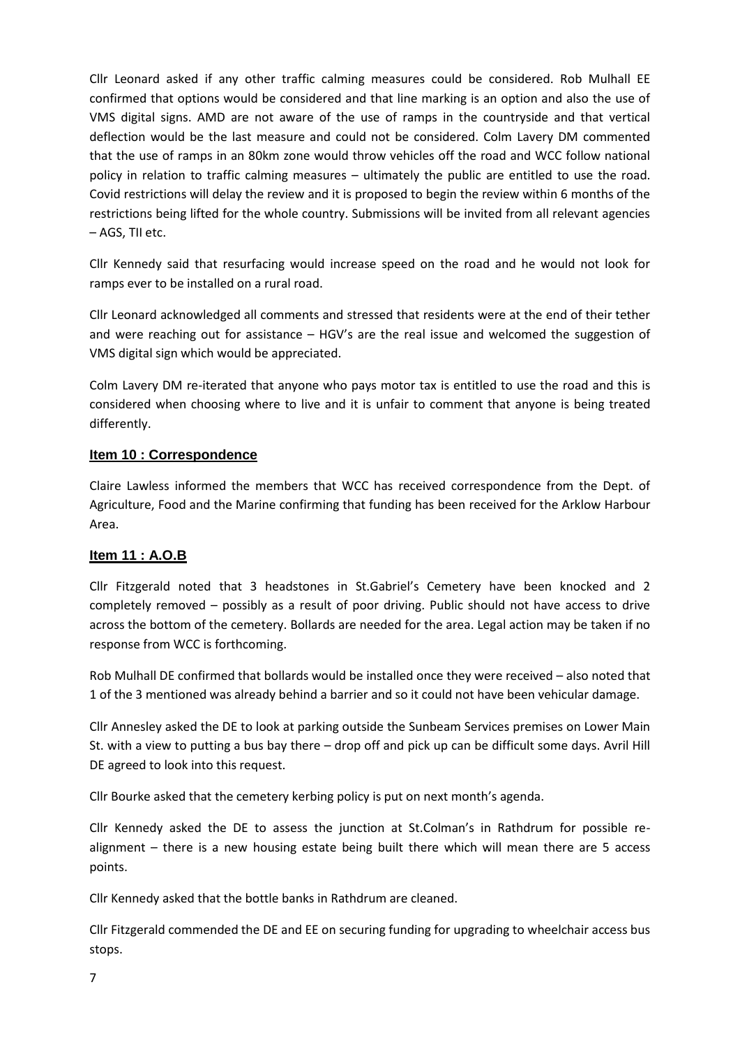Cllr Leonard asked if any other traffic calming measures could be considered. Rob Mulhall EE confirmed that options would be considered and that line marking is an option and also the use of VMS digital signs. AMD are not aware of the use of ramps in the countryside and that vertical deflection would be the last measure and could not be considered. Colm Lavery DM commented that the use of ramps in an 80km zone would throw vehicles off the road and WCC follow national policy in relation to traffic calming measures – ultimately the public are entitled to use the road. Covid restrictions will delay the review and it is proposed to begin the review within 6 months of the restrictions being lifted for the whole country. Submissions will be invited from all relevant agencies – AGS, TII etc.

Cllr Kennedy said that resurfacing would increase speed on the road and he would not look for ramps ever to be installed on a rural road.

Cllr Leonard acknowledged all comments and stressed that residents were at the end of their tether and were reaching out for assistance – HGV's are the real issue and welcomed the suggestion of VMS digital sign which would be appreciated.

Colm Lavery DM re-iterated that anyone who pays motor tax is entitled to use the road and this is considered when choosing where to live and it is unfair to comment that anyone is being treated differently.

## Item 10 : Correspondence

Claire Lawless informed the members that WCC has received correspondence from the Dept. of Agriculture, Food and the Marine confirming that funding has been received for the Arklow Harbour Area.

## Item 11 : A.O.B

Cllr Fitzgerald noted that 3 headstones in St.Gabriel's Cemetery have been knocked and 2 completely removed – possibly as a result of poor driving. Public should not have access to drive across the bottom of the cemetery. Bollards are needed for the area. Legal action may be taken if no response from WCC is forthcoming.

Rob Mulhall DE confirmed that bollards would be installed once they were received – also noted that 1 of the 3 mentioned was already behind a barrier and so it could not have been vehicular damage.

Cllr Annesley asked the DE to look at parking outside the Sunbeam Services premises on Lower Main St. with a view to putting a bus bay there – drop off and pick up can be difficult some days. Avril Hill DE agreed to look into this request.

Cllr Bourke asked that the cemetery kerbing policy is put on next month's agenda.

Cllr Kennedy asked the DE to assess the junction at St.Colman's in Rathdrum for possible re-alignment – there is a new housing estate being built there which will mean there are 5 access points.

Cllr Kennedy asked that the bottle banks in Rathdrum are cleaned.

Cllr Fitzgerald commended the DE and EE on securing funding for upgrading to wheelchair access bus stops.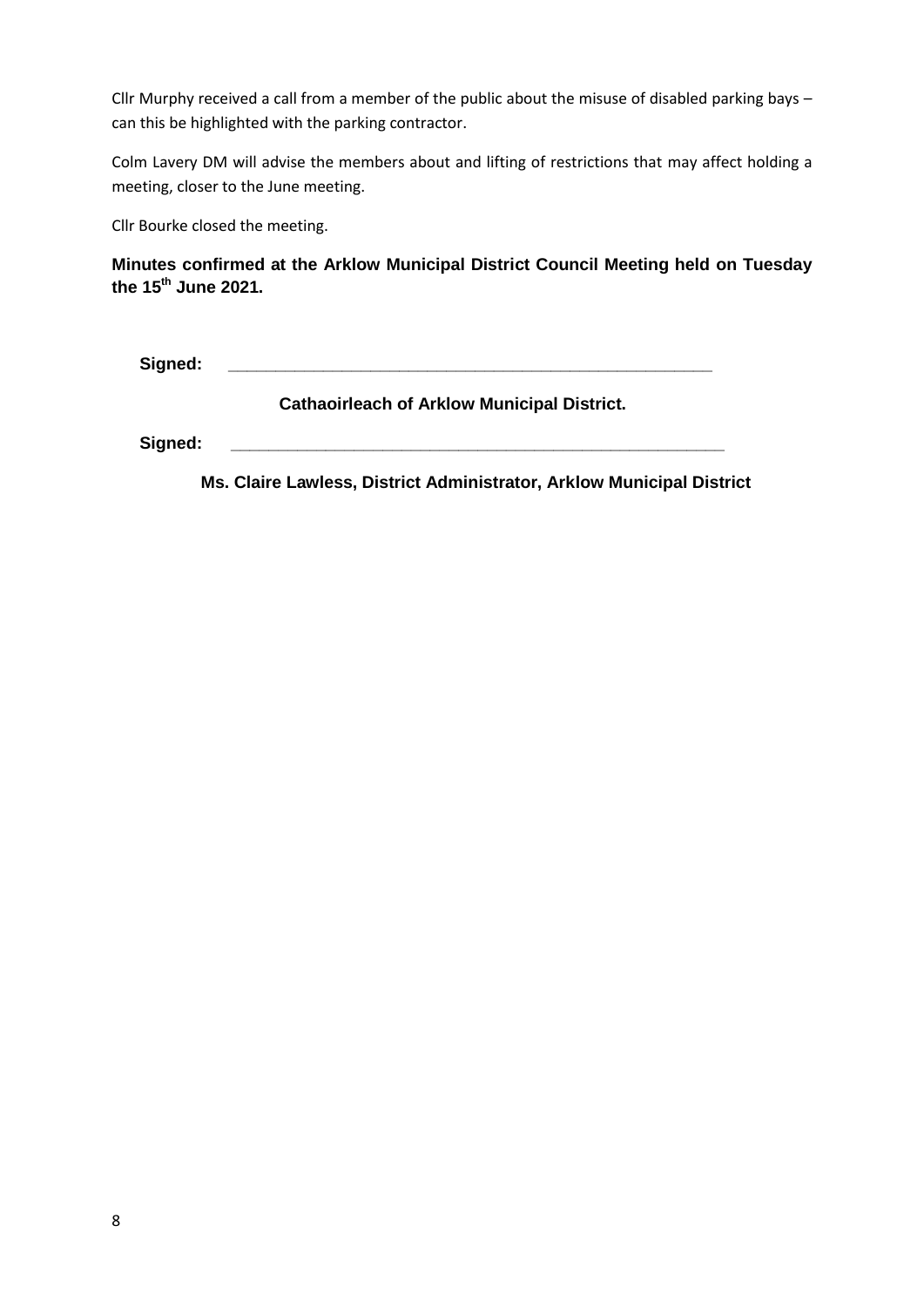Cllr Murphy received a call from a member of the public about the misuse of disabled parking bays – can this be highlighted with the parking contractor.

Colm Lavery DM will advise the members about and lifting of restrictions that may affect holding a meeting, closer to the June meeting.

Cllr Bourke closed the meeting.

**Minutes confirmed at the Arklow Municipal District Council Meeting held on Tuesday the 15th June 2021.**

**Signed:** _______________________________________________

**Cathaoirleach of Arklow Municipal District.**

**Signed:** _______________________________________________

**Ms. Claire Lawless, District Administrator, Arklow Municipal District**